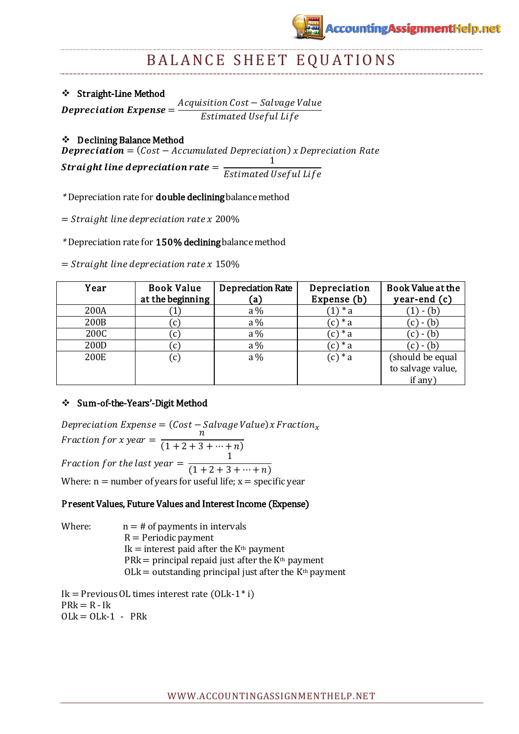# BALANCE SHEET EQUATIONS

### ❖ Straight-Line Method

$$\textbf{Depreciation Expense} = \frac{Acquisition\ Cost - Salvage\ Value}{Estimated\ Useful\ Life}$$

### ❖ Declining Balance Method

$$\textbf{Depreciation} = (Cost - Accumulated\ Depreciation)\ x\ Depreciation\ Rate$$

$$\textbf{Straight line depreciation rate} = \frac{1}{Estimated\ Useful\ Life}$$

*Depreciation rate for **double declining** balance method

$= Straight\ line\ depreciation\ rate\ x\ 200\%$

*Depreciation rate for **150% declining** balance method

$= Straight\ line\ depreciation\ rate\ x\ 150\%$

| Year | Book Value at the beginning | Depreciation Rate (a) | Depreciation Expense (b) | Book Value at the year-end (c) |
|---|---|---|---|---|
| 200A | (1) | a % | (1) * a | (1) - (b) |
| 200B | (c) | a % | (c) * a | (c) - (b) |
| 200C | (c) | a % | (c) * a | (c) - (b) |
| 200D | (c) | a % | (c) * a | (c) - (b) |
| 200E | (c) | a % | (c) * a | (should be equal to salvage value, if any) |

### ❖ Sum-of-the-Years'-Digit Method

$$Depreciation\ Expense = (Cost - Salvage\ Value)\ x\ Fraction_x$$

$$Fraction\ for\ x\ year = \frac{n}{(1 + 2 + 3 + \cdots + n)}$$

$$Fraction\ for\ the\ last\ year = \frac{1}{(1 + 2 + 3 + \cdots + n)}$$

Where: n = number of years for useful life; x = specific year

### Present Values, Future Values and Interest Income (Expense)

Where:
- n = # of payments in intervals
- R = Periodic payment
- Ik = interest paid after the $K^{th}$ payment
- PRk = principal repaid just after the $K^{th}$ payment
- OLk = outstanding principal just after the $K^{th}$ payment

Ik = Previous OL times interest rate (OLk-1 * i)
PRk = R - Ik
OLk = OLk-1 - PRk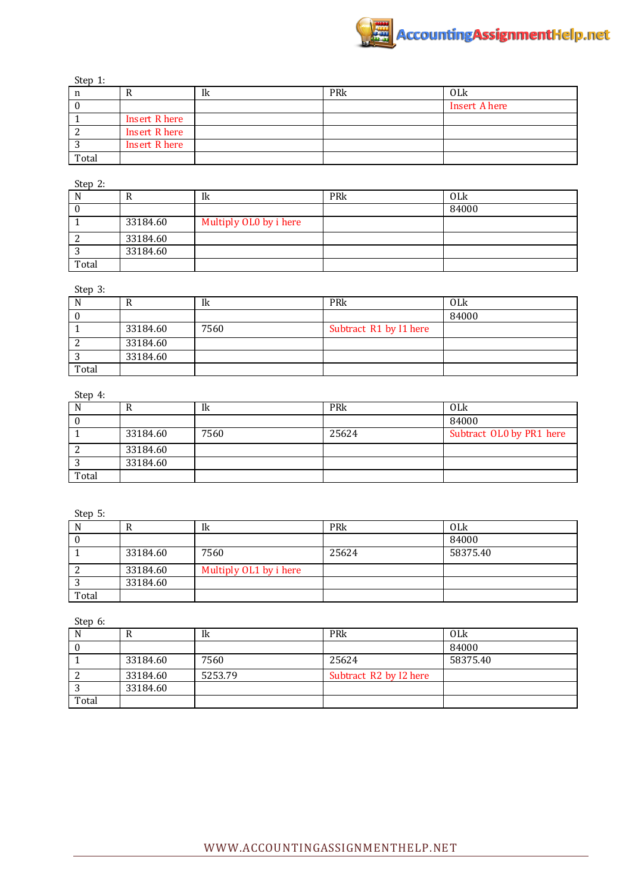Step 1:

| n | R | Ik | PRk | OLk |
|---|---|---|---|---|
| 0 | | | | Insert A here |
| 1 | Insert R here | | | |
| 2 | Insert R here | | | |
| 3 | Insert R here | | | |
| Total | | | | |

Step 2:

| N | R | Ik | PRk | OLk |
|---|---|---|---|---|
| 0 | | | | 84000 |
| 1 | 33184.60 | Multiply OL0 by i here | | |
| 2 | 33184.60 | | | |
| 3 | 33184.60 | | | |
| Total | | | | |

Step 3:

| N | R | Ik | PRk | OLk |
|---|---|---|---|---|
| 0 | | | | 84000 |
| 1 | 33184.60 | 7560 | Subtract R1 by I1 here | |
| 2 | 33184.60 | | | |
| 3 | 33184.60 | | | |
| Total | | | | |

Step 4:

| N | R | Ik | PRk | OLk |
|---|---|---|---|---|
| 0 | | | | 84000 |
| 1 | 33184.60 | 7560 | 25624 | Subtract OL0 by PR1 here |
| 2 | 33184.60 | | | |
| 3 | 33184.60 | | | |
| Total | | | | |

Step 5:

| N | R | Ik | PRk | OLk |
|---|---|---|---|---|
| 0 | | | | 84000 |
| 1 | 33184.60 | 7560 | 25624 | 58375.40 |
| 2 | 33184.60 | Multiply OL1 by i here | | |
| 3 | 33184.60 | | | |
| Total | | | | |

Step 6:

| N | R | Ik | PRk | OLk |
|---|---|---|---|---|
| 0 | | | | 84000 |
| 1 | 33184.60 | 7560 | 25624 | 58375.40 |
| 2 | 33184.60 | 5253.79 | Subtract R2 by I2 here | |
| 3 | 33184.60 | | | |
| Total | | | | |